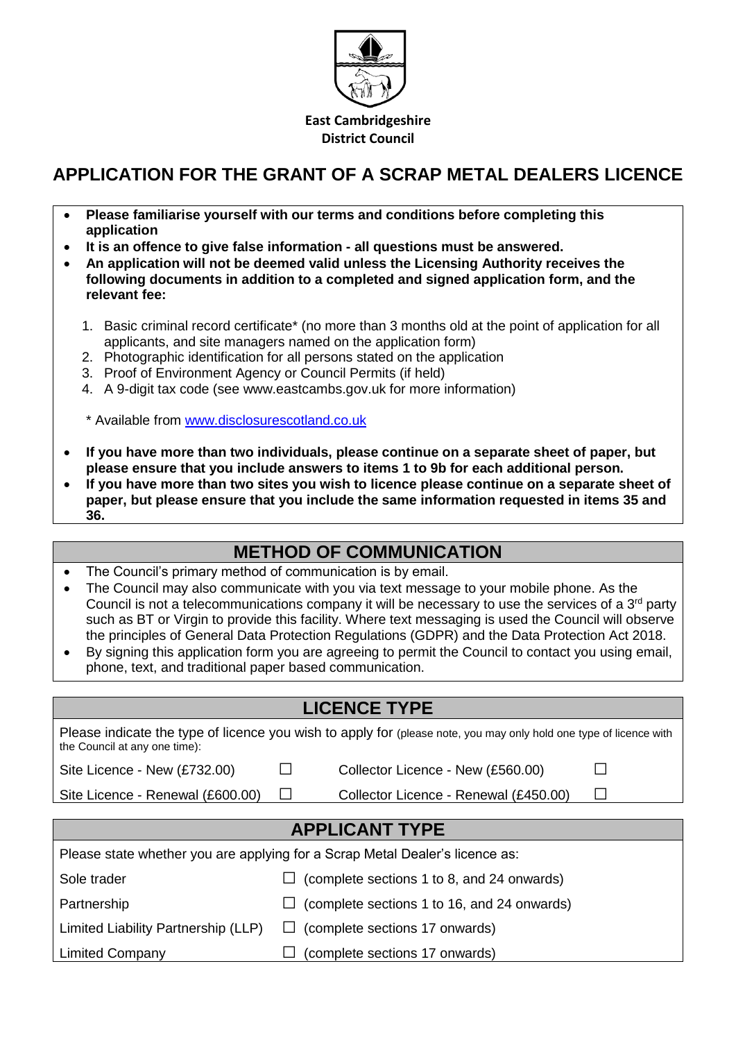East Cambridgeshire District Council

# APPLICATION FOR THE GRANT OF A SCRAP METAL DEALERS LICENCE

- **Please familiarise yourself with our terms and conditions before completing this application**
- **It is an offence to give false information - all questions must be answered.**
- **An application will not be deemed valid unless the Licensing Authority receives the following documents in addition to a completed and signed application form, and the relevant fee:**

  1. Basic criminal record certificate* (no more than 3 months old at the point of application for all applicants, and site managers named on the application form)
  2. Photographic identification for all persons stated on the application
  3. Proof of Environment Agency or Council Permits (if held)
  4. A 9-digit tax code (see www.eastcambs.gov.uk for more information)

  * Available from www.disclosurescotland.co.uk

- **If you have more than two individuals, please continue on a separate sheet of paper, but please ensure that you include answers to items 1 to 9b for each additional person.**
- **If you have more than two sites you wish to licence please continue on a separate sheet of paper, but please ensure that you include the same information requested in items 35 and 36.**

## METHOD OF COMMUNICATION

- The Council's primary method of communication is by email.
- The Council may also communicate with you via text message to your mobile phone. As the Council is not a telecommunications company it will be necessary to use the services of a 3rd party such as BT or Virgin to provide this facility. Where text messaging is used the Council will observe the principles of General Data Protection Regulations (GDPR) and the Data Protection Act 2018.
- By signing this application form you are agreeing to permit the Council to contact you using email, phone, text, and traditional paper based communication.

## LICENCE TYPE

Please indicate the type of licence you wish to apply for (please note, you may only hold one type of licence with the Council at any one time):

| | | | |
|---|---|---|---|
| Site Licence - New (£732.00) | ☐ | Collector Licence - New (£560.00) | ☐ |
| Site Licence - Renewal (£600.00) | ☐ | Collector Licence - Renewal (£450.00) | ☐ |

## APPLICANT TYPE

Please state whether you are applying for a Scrap Metal Dealer's licence as:

| | |
|---|---|
| Sole trader | ☐ (complete sections 1 to 8, and 24 onwards) |
| Partnership | ☐ (complete sections 1 to 16, and 24 onwards) |
| Limited Liability Partnership (LLP) | ☐ (complete sections 17 onwards) |
| Limited Company | ☐ (complete sections 17 onwards) |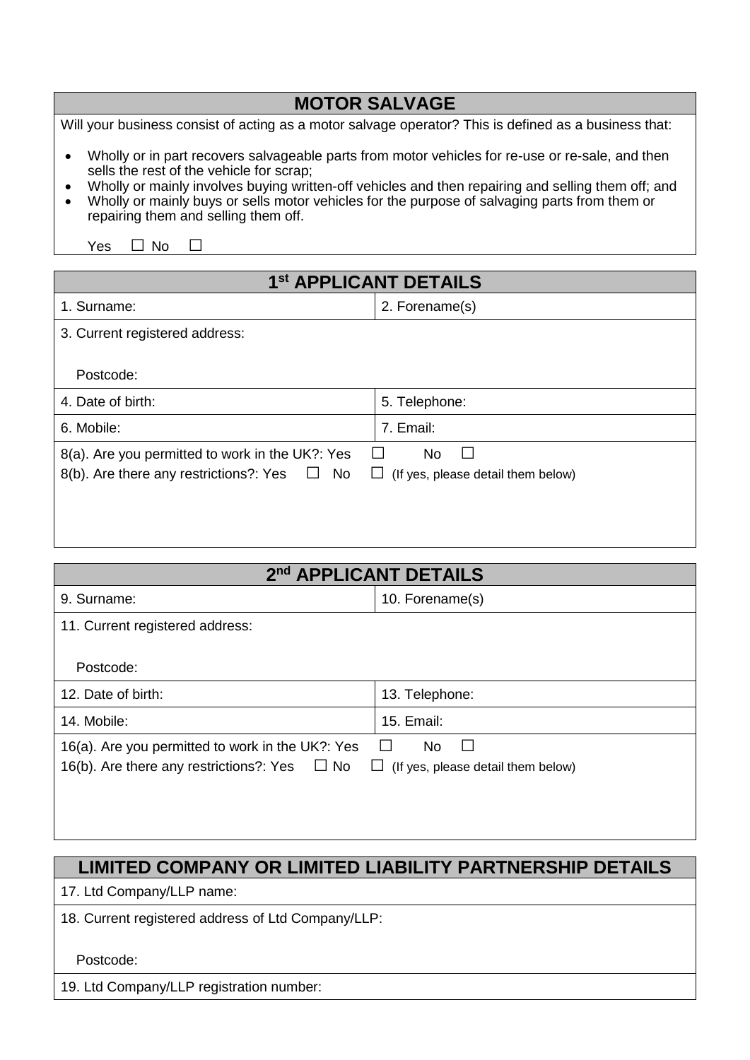## MOTOR SALVAGE

Will your business consist of acting as a motor salvage operator? This is defined as a business that:

- Wholly or in part recovers salvageable parts from motor vehicles for re-use or re-sale, and then sells the rest of the vehicle for scrap;
- Wholly or mainly involves buying written-off vehicles and then repairing and selling them off; and
- Wholly or mainly buys or sells motor vehicles for the purpose of salvaging parts from them or repairing them and selling them off.

Yes ☐ No ☐

## 1st APPLICANT DETAILS

| 1. Surname: | 2. Forename(s) |
|---|---|
| 3. Current registered address:<br><br>Postcode: | |
| 4. Date of birth: | 5. Telephone: |
| 6. Mobile: | 7. Email: |
| 8(a). Are you permitted to work in the UK?: Yes ☐ No ☐<br>8(b). Are there any restrictions?: Yes ☐ No ☐ (If yes, please detail them below) | |

## 2nd APPLICANT DETAILS

| 9. Surname: | 10. Forename(s) |
|---|---|
| 11. Current registered address:<br><br>Postcode: | |
| 12. Date of birth: | 13. Telephone: |
| 14. Mobile: | 15. Email: |
| 16(a). Are you permitted to work in the UK?: Yes ☐ No ☐<br>16(b). Are there any restrictions?: Yes ☐ No ☐ (If yes, please detail them below) | |

## LIMITED COMPANY OR LIMITED LIABILITY PARTNERSHIP DETAILS

| 17. Ltd Company/LLP name: |
|---|
| 18. Current registered address of Ltd Company/LLP:<br><br>Postcode: |
| 19. Ltd Company/LLP registration number: |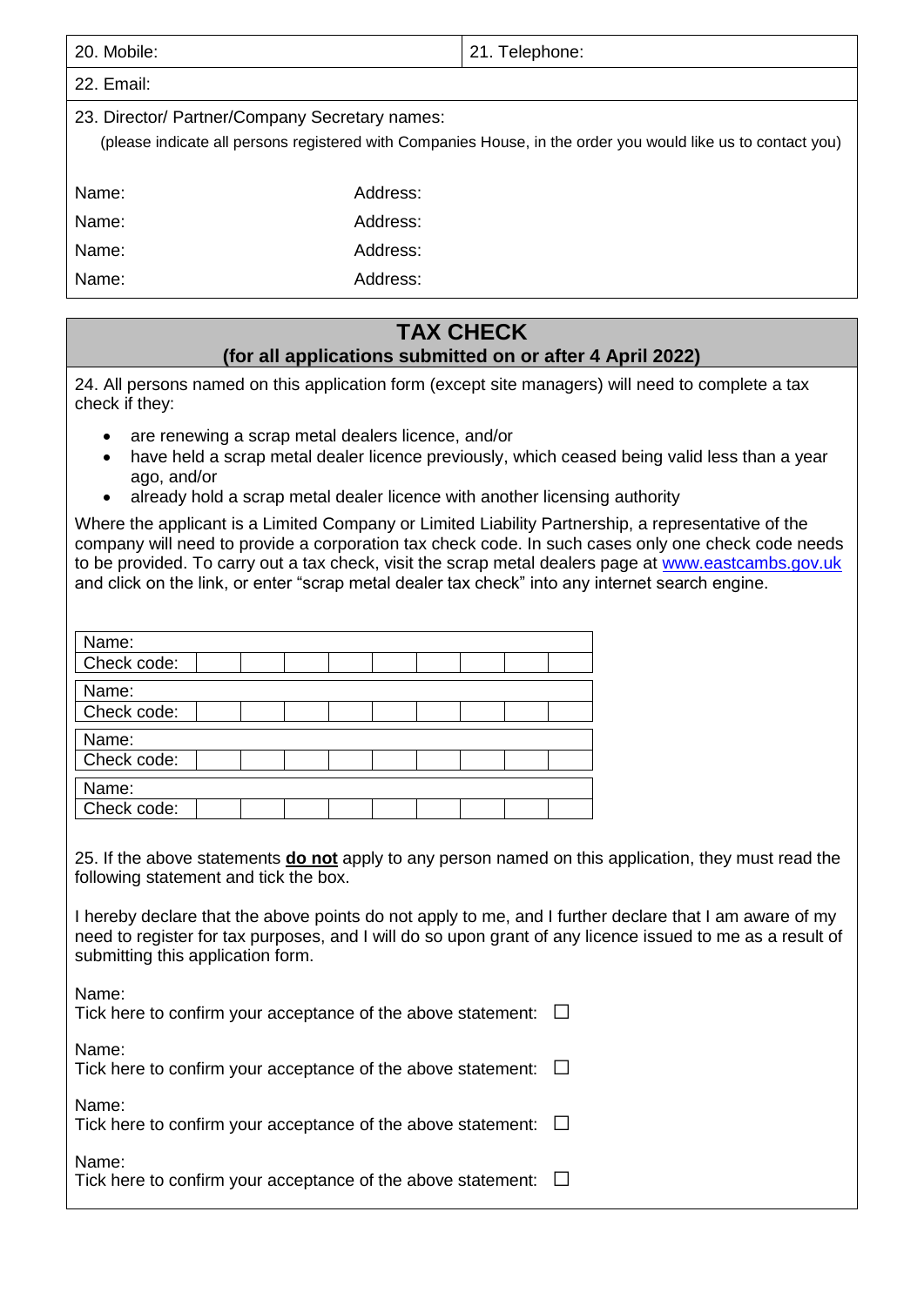| 20. Mobile: | 21. Telephone: |
|---|---|
| 22. Email: | |

23. Director/ Partner/Company Secretary names:
(please indicate all persons registered with Companies House, in the order you would like us to contact you)

| Name: | Address: |
|---|---|
| Name: | Address: |
| Name: | Address: |
| Name: | Address: |

## TAX CHECK
### (for all applications submitted on or after 4 April 2022)

24. All persons named on this application form (except site managers) will need to complete a tax check if they:

- are renewing a scrap metal dealers licence, and/or
- have held a scrap metal dealer licence previously, which ceased being valid less than a year ago, and/or
- already hold a scrap metal dealer licence with another licensing authority

Where the applicant is a Limited Company or Limited Liability Partnership, a representative of the company will need to provide a corporation tax check code. In such cases only one check code needs to be provided. To carry out a tax check, visit the scrap metal dealers page at www.eastcambs.gov.uk and click on the link, or enter "scrap metal dealer tax check" into any internet search engine.

| Name: | | | | | | | | | |
|---|---|---|---|---|---|---|---|---|---|
| Check code: | | | | | | | | | |

| Name: | | | | | | | | | |
|---|---|---|---|---|---|---|---|---|---|
| Check code: | | | | | | | | | |

| Name: | | | | | | | | | |
|---|---|---|---|---|---|---|---|---|---|
| Check code: | | | | | | | | | |

| Name: | | | | | | | | | |
|---|---|---|---|---|---|---|---|---|---|
| Check code: | | | | | | | | | |

25. If the above statements **do not** apply to any person named on this application, they must read the following statement and tick the box.

I hereby declare that the above points do not apply to me, and I further declare that I am aware of my need to register for tax purposes, and I will do so upon grant of any licence issued to me as a result of submitting this application form.

Name:
Tick here to confirm your acceptance of the above statement: ☐

Name:
Tick here to confirm your acceptance of the above statement: ☐

Name:
Tick here to confirm your acceptance of the above statement: ☐

Name:
Tick here to confirm your acceptance of the above statement: ☐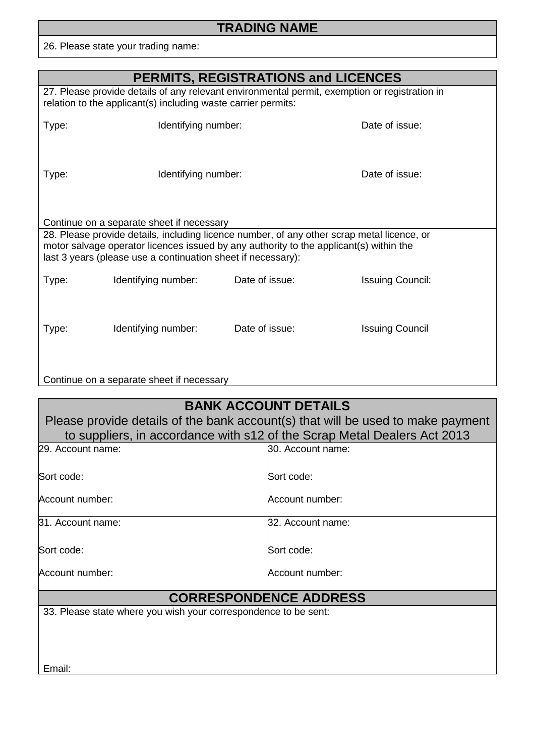## TRADING NAME

26. Please state your trading name:

## PERMITS, REGISTRATIONS and LICENCES

27. Please provide details of any relevant environmental permit, exemption or registration in relation to the applicant(s) including waste carrier permits:

| Type: | Identifying number: | Date of issue: |
|---|---|---|
| | | |
| Type: | Identifying number: | Date of issue: |
| | | |

Continue on a separate sheet if necessary

28. Please provide details, including licence number, of any other scrap metal licence, or motor salvage operator licences issued by any authority to the applicant(s) within the last 3 years (please use a continuation sheet if necessary):

| Type: | Identifying number: | Date of issue: | Issuing Council: |
|---|---|---|---|
| | | | |
| Type: | Identifying number: | Date of issue: | Issuing Council |
| | | | |

Continue on a separate sheet if necessary

## BANK ACCOUNT DETAILS

Please provide details of the bank account(s) that will be used to make payment to suppliers, in accordance with s12 of the Scrap Metal Dealers Act 2013

| | |
|---|---|
| 29. Account name:<br><br>Sort code:<br><br>Account number: | 30. Account name:<br><br>Sort code:<br><br>Account number: |
| 31. Account name:<br><br>Sort code:<br><br>Account number: | 32. Account name:<br><br>Sort code:<br><br>Account number: |

## CORRESPONDENCE ADDRESS

33. Please state where you wish your correspondence to be sent:

Email: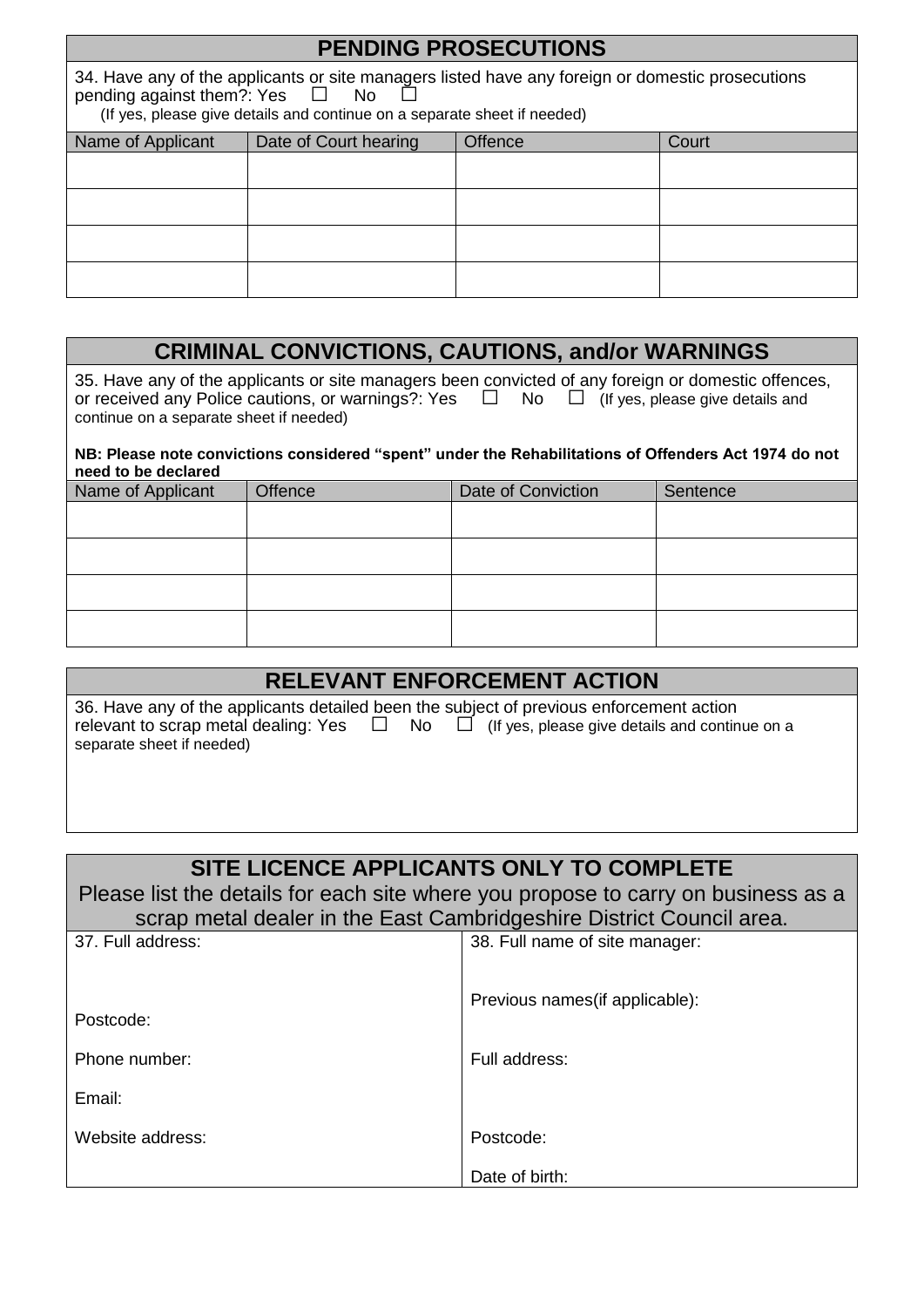## PENDING PROSECUTIONS

34. Have any of the applicants or site managers listed have any foreign or domestic prosecutions pending against them?: Yes ☐ No ☐
(If yes, please give details and continue on a separate sheet if needed)

| Name of Applicant | Date of Court hearing | Offence | Court |
|---|---|---|---|
| | | | |
| | | | |
| | | | |
| | | | |

## CRIMINAL CONVICTIONS, CAUTIONS, and/or WARNINGS

35. Have any of the applicants or site managers been convicted of any foreign or domestic offences, or received any Police cautions, or warnings?: Yes ☐ No ☐ (If yes, please give details and continue on a separate sheet if needed)

**NB: Please note convictions considered "spent" under the Rehabilitations of Offenders Act 1974 do not need to be declared**

| Name of Applicant | Offence | Date of Conviction | Sentence |
|---|---|---|---|
| | | | |
| | | | |
| | | | |
| | | | |

## RELEVANT ENFORCEMENT ACTION

36. Have any of the applicants detailed been the subject of previous enforcement action relevant to scrap metal dealing: Yes ☐ No ☐ (If yes, please give details and continue on a separate sheet if needed)

## SITE LICENCE APPLICANTS ONLY TO COMPLETE

Please list the details for each site where you propose to carry on business as a scrap metal dealer in the East Cambridgeshire District Council area.

| 37. Full address: | 38. Full name of site manager: |
|---|---|
| Postcode: | Previous names(if applicable): |
| Phone number: | Full address: |
| Email: | |
| Website address: | Postcode: |
| | Date of birth: |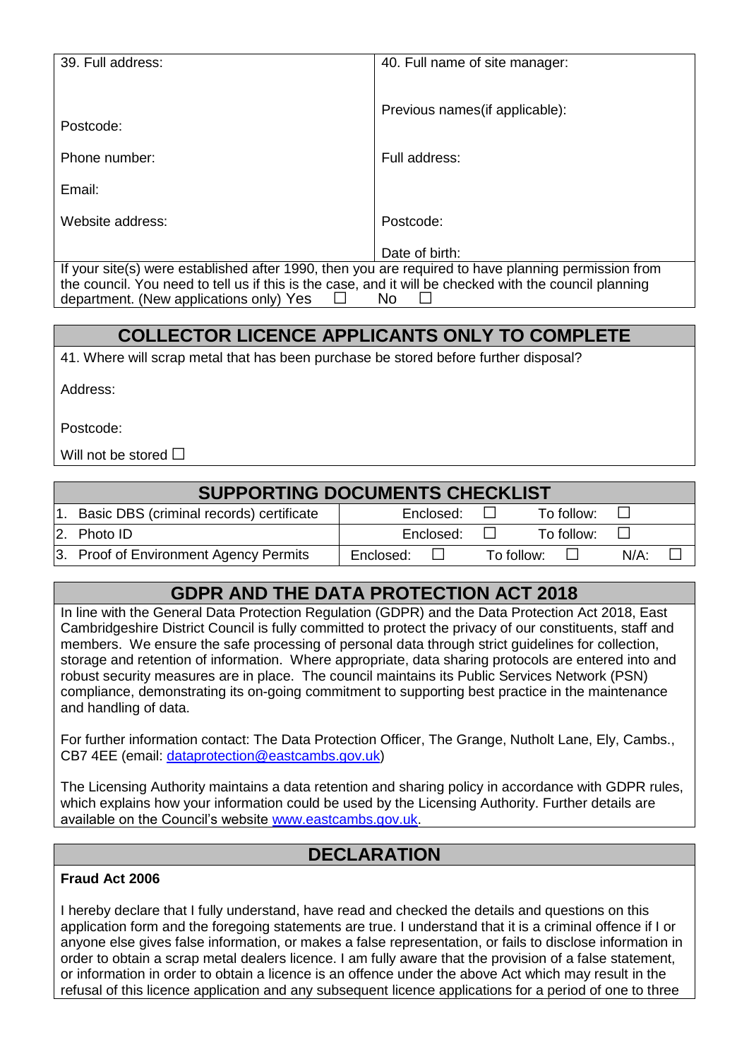| 39. Full address: | 40. Full name of site manager: |
| --- | --- |
| | Previous names(if applicable): |
| Postcode: | |
| Phone number: | Full address: |
| Email: | |
| Website address: | Postcode: |
| | Date of birth: |

If your site(s) were established after 1990, then you are required to have planning permission from the council. You need to tell us if this is the case, and it will be checked with the council planning department. (New applications only) Yes ☐ No ☐

## COLLECTOR LICENCE APPLICANTS ONLY TO COMPLETE

41. Where will scrap metal that has been purchase be stored before further disposal?

Address:

Postcode:

Will not be stored ☐

## SUPPORTING DOCUMENTS CHECKLIST

| | | | |
| --- | --- | --- | --- |
| 1. Basic DBS (criminal records) certificate | Enclosed: ☐ | To follow: ☐ | |
| 2. Photo ID | Enclosed: ☐ | To follow: ☐ | |
| 3. Proof of Environment Agency Permits | Enclosed: ☐ | To follow: ☐ | N/A: ☐ |

## GDPR AND THE DATA PROTECTION ACT 2018

In line with the General Data Protection Regulation (GDPR) and the Data Protection Act 2018, East Cambridgeshire District Council is fully committed to protect the privacy of our constituents, staff and members. We ensure the safe processing of personal data through strict guidelines for collection, storage and retention of information. Where appropriate, data sharing protocols are entered into and robust security measures are in place. The council maintains its Public Services Network (PSN) compliance, demonstrating its on-going commitment to supporting best practice in the maintenance and handling of data.

For further information contact: The Data Protection Officer, The Grange, Nutholt Lane, Ely, Cambs., CB7 4EE (email: dataprotection@eastcambs.gov.uk)

The Licensing Authority maintains a data retention and sharing policy in accordance with GDPR rules, which explains how your information could be used by the Licensing Authority. Further details are available on the Council's website www.eastcambs.gov.uk.

## DECLARATION

**Fraud Act 2006**

I hereby declare that I fully understand, have read and checked the details and questions on this application form and the foregoing statements are true. I understand that it is a criminal offence if I or anyone else gives false information, or makes a false representation, or fails to disclose information in order to obtain a scrap metal dealers licence. I am fully aware that the provision of a false statement, or information in order to obtain a licence is an offence under the above Act which may result in the refusal of this licence application and any subsequent licence applications for a period of one to three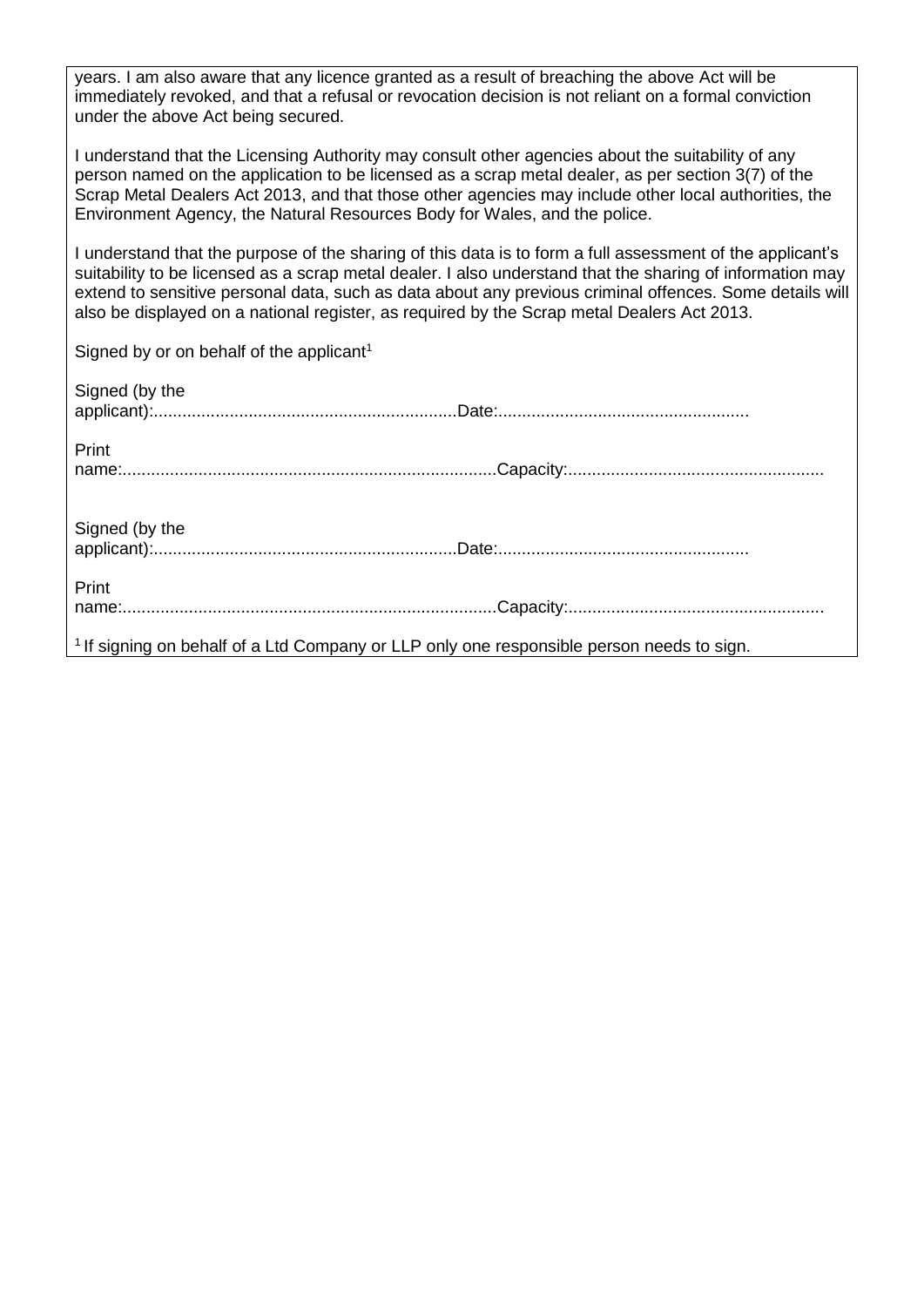years. I am also aware that any licence granted as a result of breaching the above Act will be immediately revoked, and that a refusal or revocation decision is not reliant on a formal conviction under the above Act being secured.

I understand that the Licensing Authority may consult other agencies about the suitability of any person named on the application to be licensed as a scrap metal dealer, as per section 3(7) of the Scrap Metal Dealers Act 2013, and that those other agencies may include other local authorities, the Environment Agency, the Natural Resources Body for Wales, and the police.

I understand that the purpose of the sharing of this data is to form a full assessment of the applicant's suitability to be licensed as a scrap metal dealer. I also understand that the sharing of information may extend to sensitive personal data, such as data about any previous criminal offences. Some details will also be displayed on a national register, as required by the Scrap metal Dealers Act 2013.

Signed by or on behalf of the applicant[1]

Signed (by the applicant):................................................................Date:.....................................................

Print name:..............................................................................Capacity:......................................................

Signed (by the applicant):................................................................Date:.....................................................

Print name:..............................................................................Capacity:......................................................

[1] If signing on behalf of a Ltd Company or LLP only one responsible person needs to sign.